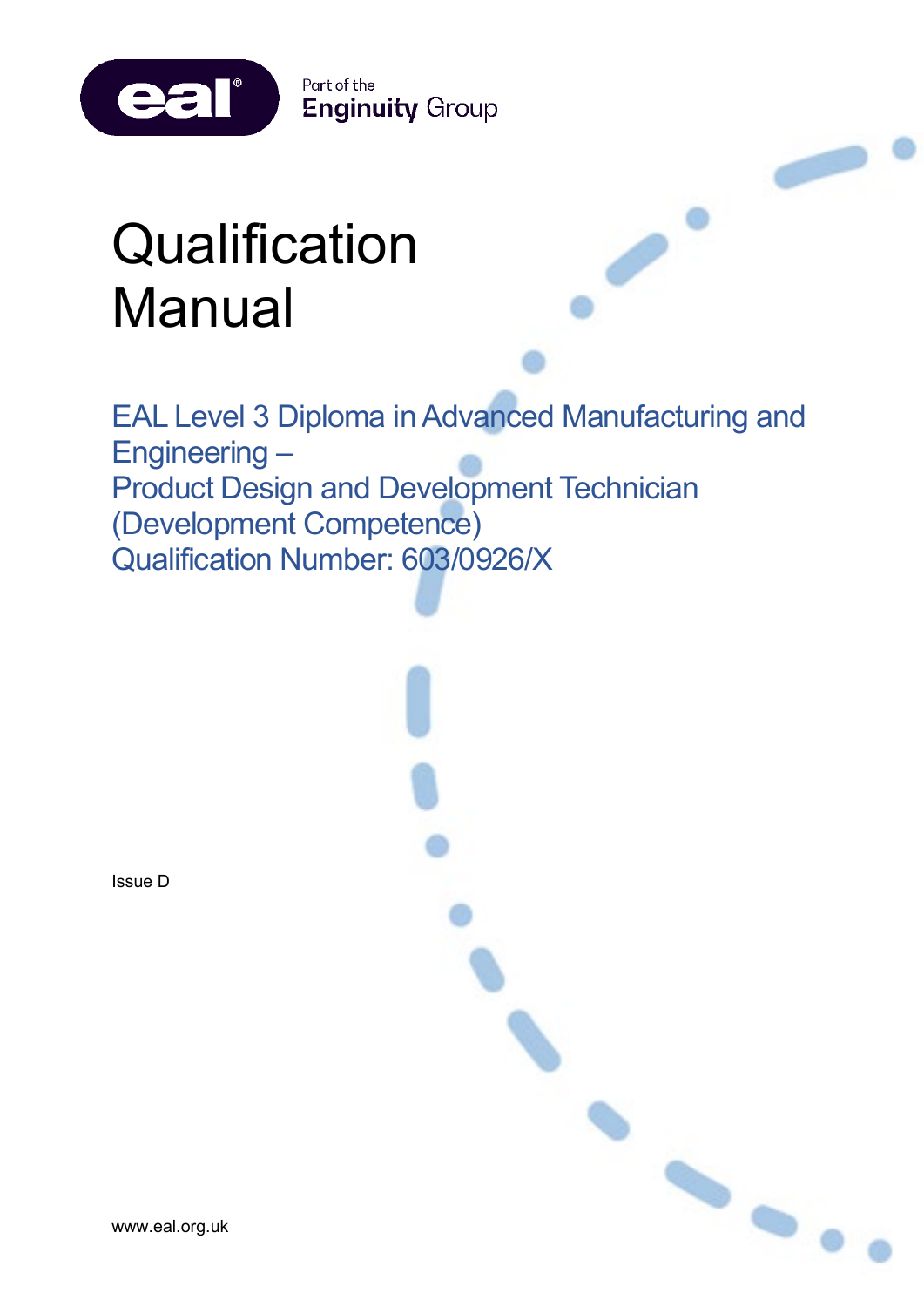eal Part of the Enginuity Group

# Qualification Manual

## EAL Level 3 Diploma in Advanced Manufacturing and Engineering – Product Design and Development Technician (Development Competence) Qualification Number: 603/0926/X

Issue D

www.eal.org.uk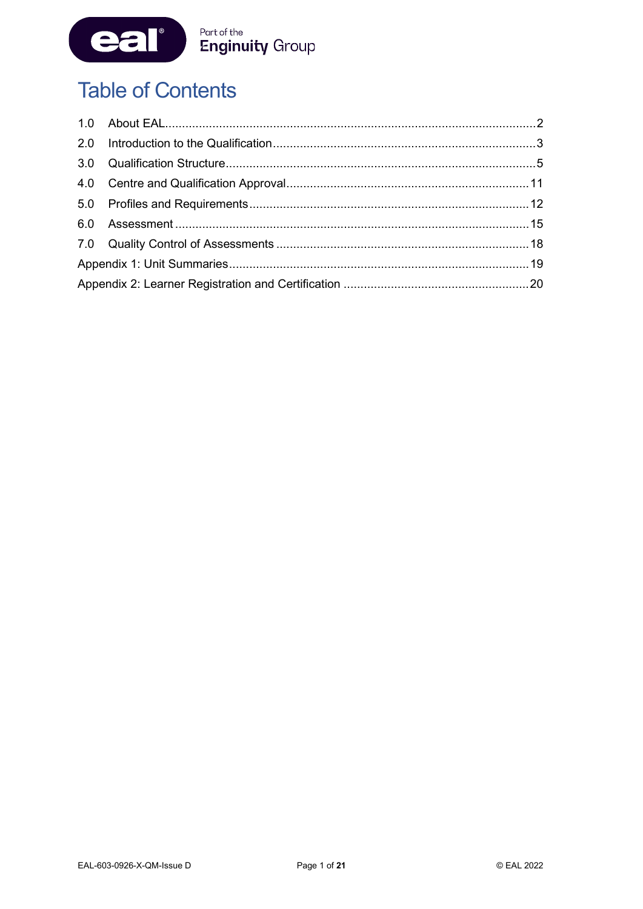# Table of Contents

| | | |
|---|---|---|
| 1.0 | About EAL | 2 |
| 2.0 | Introduction to the Qualification | 3 |
| 3.0 | Qualification Structure | 5 |
| 4.0 | Centre and Qualification Approval | 11 |
| 5.0 | Profiles and Requirements | 12 |
| 6.0 | Assessment | 15 |
| 7.0 | Quality Control of Assessments | 18 |
| Appendix 1: Unit Summaries | | 19 |
| Appendix 2: Learner Registration and Certification | | 20 |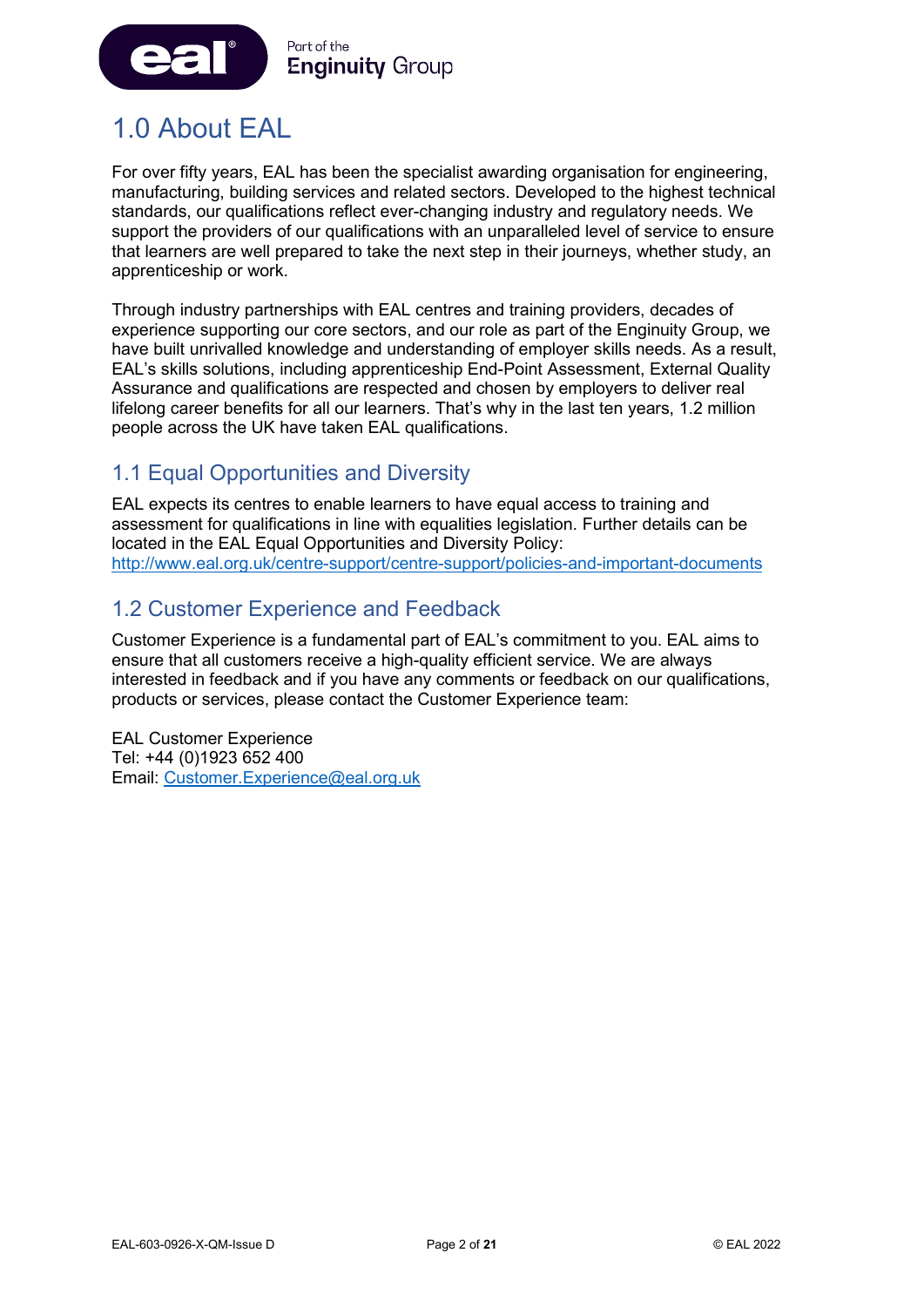# 1.0 About EAL

For over fifty years, EAL has been the specialist awarding organisation for engineering, manufacturing, building services and related sectors. Developed to the highest technical standards, our qualifications reflect ever-changing industry and regulatory needs. We support the providers of our qualifications with an unparalleled level of service to ensure that learners are well prepared to take the next step in their journeys, whether study, an apprenticeship or work.

Through industry partnerships with EAL centres and training providers, decades of experience supporting our core sectors, and our role as part of the Enginuity Group, we have built unrivalled knowledge and understanding of employer skills needs. As a result, EAL's skills solutions, including apprenticeship End-Point Assessment, External Quality Assurance and qualifications are respected and chosen by employers to deliver real lifelong career benefits for all our learners. That's why in the last ten years, 1.2 million people across the UK have taken EAL qualifications.

## 1.1 Equal Opportunities and Diversity

EAL expects its centres to enable learners to have equal access to training and assessment for qualifications in line with equalities legislation. Further details can be located in the EAL Equal Opportunities and Diversity Policy:
http://www.eal.org.uk/centre-support/centre-support/policies-and-important-documents

## 1.2 Customer Experience and Feedback

Customer Experience is a fundamental part of EAL's commitment to you. EAL aims to ensure that all customers receive a high-quality efficient service. We are always interested in feedback and if you have any comments or feedback on our qualifications, products or services, please contact the Customer Experience team:

EAL Customer Experience
Tel: +44 (0)1923 652 400
Email: Customer.Experience@eal.org.uk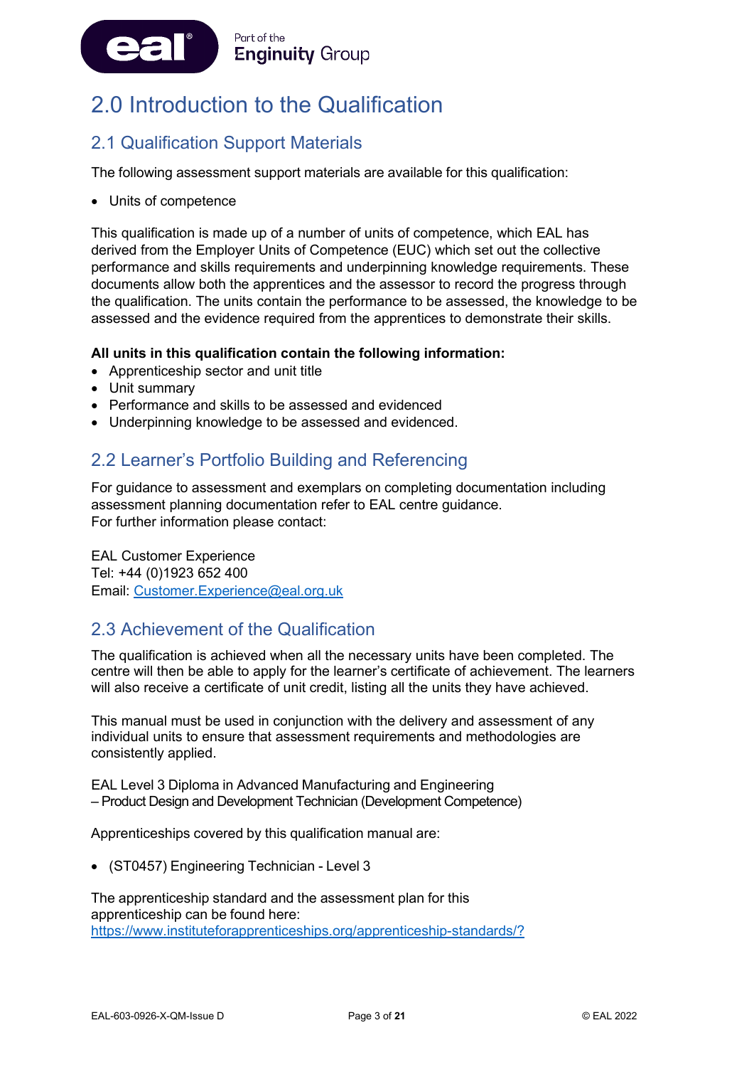# 2.0 Introduction to the Qualification

## 2.1 Qualification Support Materials

The following assessment support materials are available for this qualification:

- Units of competence

This qualification is made up of a number of units of competence, which EAL has derived from the Employer Units of Competence (EUC) which set out the collective performance and skills requirements and underpinning knowledge requirements. These documents allow both the apprentices and the assessor to record the progress through the qualification. The units contain the performance to be assessed, the knowledge to be assessed and the evidence required from the apprentices to demonstrate their skills.

**All units in this qualification contain the following information:**

- Apprenticeship sector and unit title
- Unit summary
- Performance and skills to be assessed and evidenced
- Underpinning knowledge to be assessed and evidenced.

## 2.2 Learner's Portfolio Building and Referencing

For guidance to assessment and exemplars on completing documentation including assessment planning documentation refer to EAL centre guidance.
For further information please contact:

EAL Customer Experience
Tel: +44 (0)1923 652 400
Email: [Customer.Experience@eal.org.uk](mailto:Customer.Experience@eal.org.uk)

## 2.3 Achievement of the Qualification

The qualification is achieved when all the necessary units have been completed. The centre will then be able to apply for the learner's certificate of achievement. The learners will also receive a certificate of unit credit, listing all the units they have achieved.

This manual must be used in conjunction with the delivery and assessment of any individual units to ensure that assessment requirements and methodologies are consistently applied.

EAL Level 3 Diploma in Advanced Manufacturing and Engineering
– Product Design and Development Technician (Development Competence)

Apprenticeships covered by this qualification manual are:

- (ST0457) Engineering Technician - Level 3

The apprenticeship standard and the assessment plan for this apprenticeship can be found here:
[https://www.instituteforapprenticeships.org/apprenticeship-standards/?](https://www.instituteforapprenticeships.org/apprenticeship-standards/?)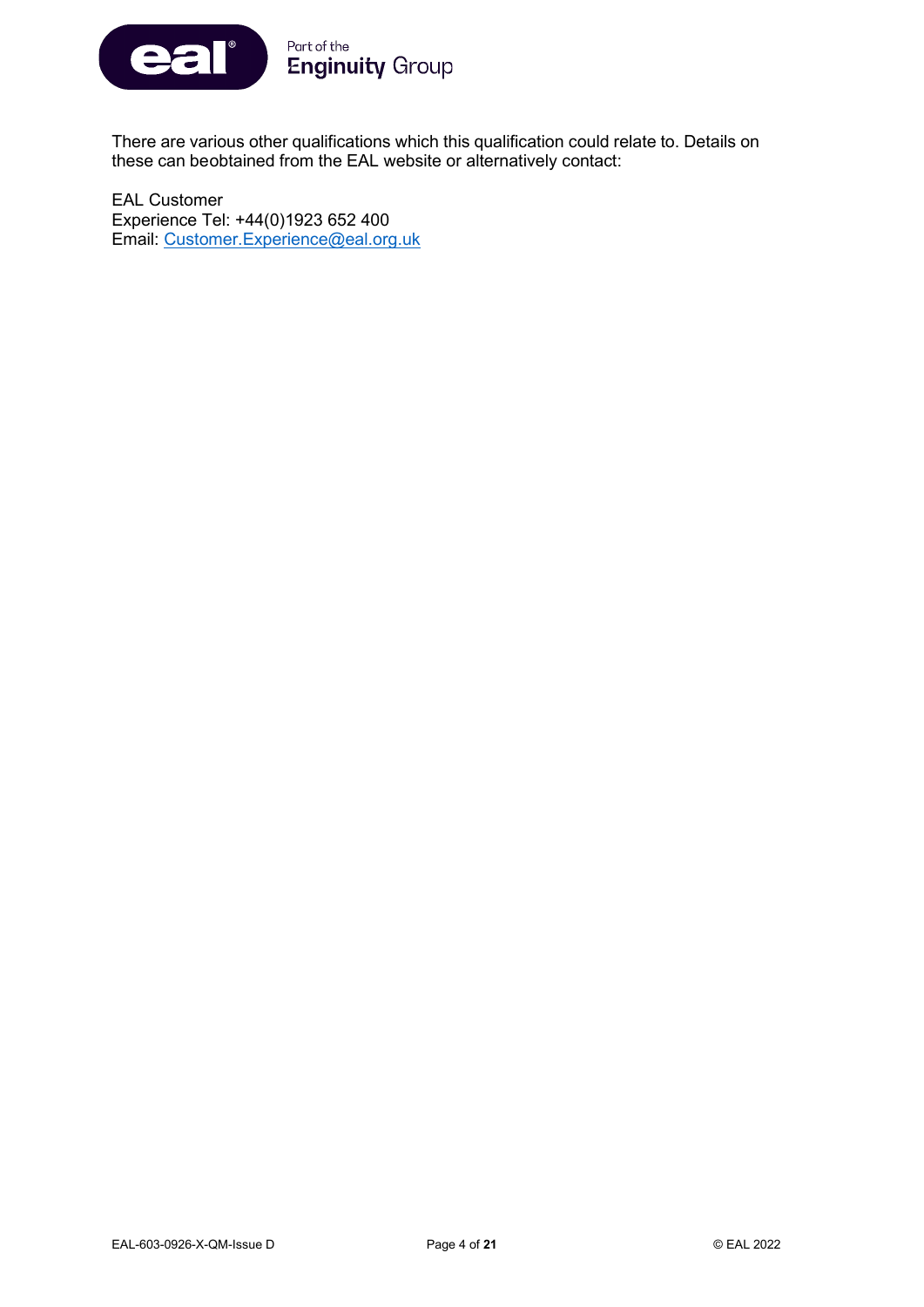There are various other qualifications which this qualification could relate to. Details on these can beobtained from the EAL website or alternatively contact:

EAL Customer
Experience Tel: +44(0)1923 652 400
Email: Customer.Experience@eal.org.uk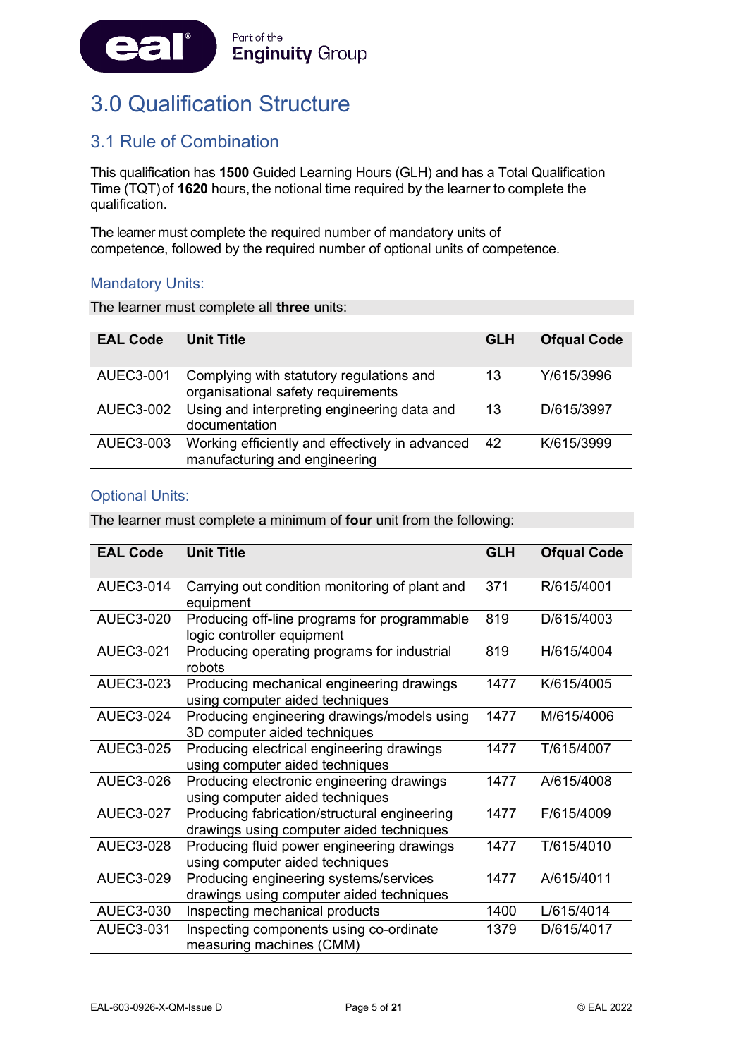# 3.0 Qualification Structure

## 3.1 Rule of Combination

This qualification has **1500** Guided Learning Hours (GLH) and has a Total Qualification Time (TQT) of **1620** hours, the notional time required by the learner to complete the qualification.

The learner must complete the required number of mandatory units of competence, followed by the required number of optional units of competence.

### Mandatory Units:

The learner must complete all **three** units:

| EAL Code | Unit Title | GLH | Ofqual Code |
|---|---|---|---|
| AUEC3-001 | Complying with statutory regulations and organisational safety requirements | 13 | Y/615/3996 |
| AUEC3-002 | Using and interpreting engineering data and documentation | 13 | D/615/3997 |
| AUEC3-003 | Working efficiently and effectively in advanced manufacturing and engineering | 42 | K/615/3999 |

### Optional Units:

The learner must complete a minimum of **four** unit from the following:

| EAL Code | Unit Title | GLH | Ofqual Code |
|---|---|---|---|
| AUEC3-014 | Carrying out condition monitoring of plant and equipment | 371 | R/615/4001 |
| AUEC3-020 | Producing off-line programs for programmable logic controller equipment | 819 | D/615/4003 |
| AUEC3-021 | Producing operating programs for industrial robots | 819 | H/615/4004 |
| AUEC3-023 | Producing mechanical engineering drawings using computer aided techniques | 1477 | K/615/4005 |
| AUEC3-024 | Producing engineering drawings/models using 3D computer aided techniques | 1477 | M/615/4006 |
| AUEC3-025 | Producing electrical engineering drawings using computer aided techniques | 1477 | T/615/4007 |
| AUEC3-026 | Producing electronic engineering drawings using computer aided techniques | 1477 | A/615/4008 |
| AUEC3-027 | Producing fabrication/structural engineering drawings using computer aided techniques | 1477 | F/615/4009 |
| AUEC3-028 | Producing fluid power engineering drawings using computer aided techniques | 1477 | T/615/4010 |
| AUEC3-029 | Producing engineering systems/services drawings using computer aided techniques | 1477 | A/615/4011 |
| AUEC3-030 | Inspecting mechanical products | 1400 | L/615/4014 |
| AUEC3-031 | Inspecting components using co-ordinate measuring machines (CMM) | 1379 | D/615/4017 |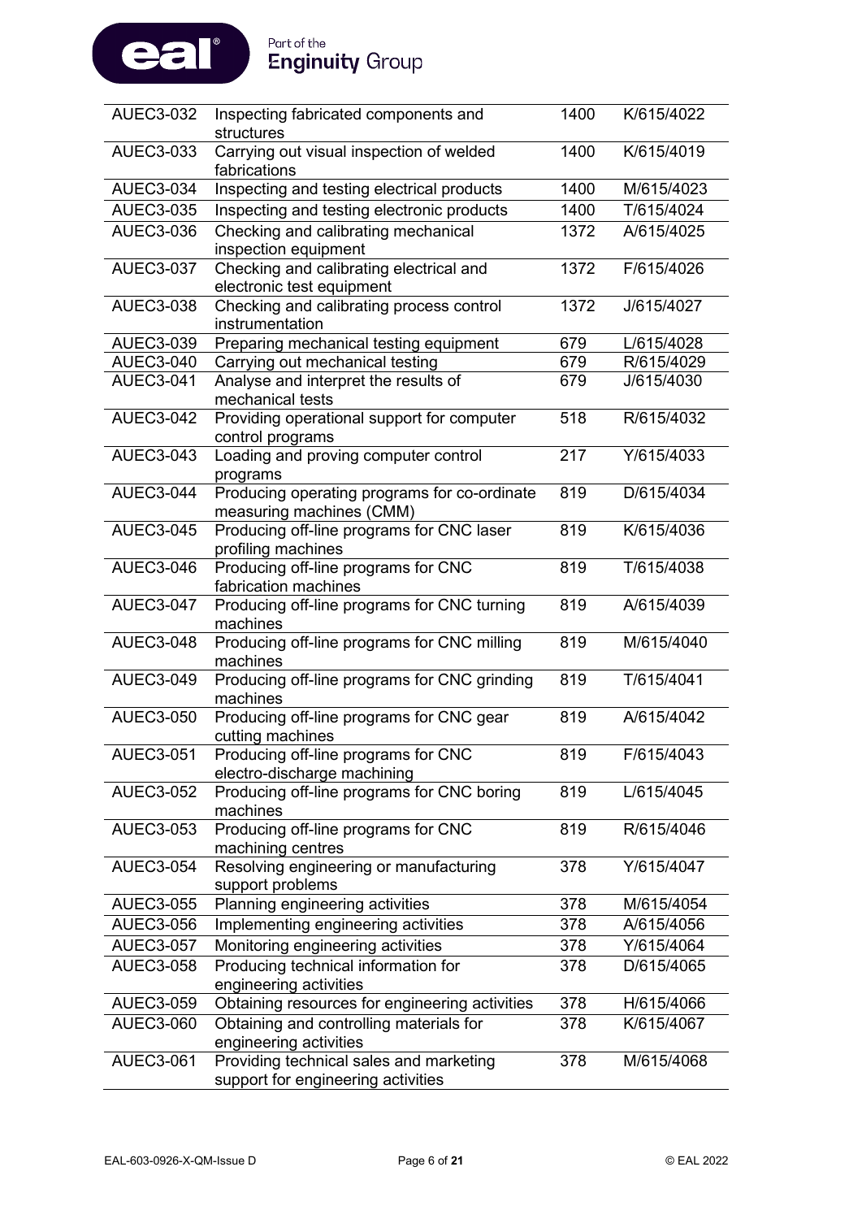| AUEC3-032 | Inspecting fabricated components and structures | 1400 | K/615/4022 |
|---|---|---|---|
| AUEC3-033 | Carrying out visual inspection of welded fabrications | 1400 | K/615/4019 |
| AUEC3-034 | Inspecting and testing electrical products | 1400 | M/615/4023 |
| AUEC3-035 | Inspecting and testing electronic products | 1400 | T/615/4024 |
| AUEC3-036 | Checking and calibrating mechanical inspection equipment | 1372 | A/615/4025 |
| AUEC3-037 | Checking and calibrating electrical and electronic test equipment | 1372 | F/615/4026 |
| AUEC3-038 | Checking and calibrating process control instrumentation | 1372 | J/615/4027 |
| AUEC3-039 | Preparing mechanical testing equipment | 679 | L/615/4028 |
| AUEC3-040 | Carrying out mechanical testing | 679 | R/615/4029 |
| AUEC3-041 | Analyse and interpret the results of mechanical tests | 679 | J/615/4030 |
| AUEC3-042 | Providing operational support for computer control programs | 518 | R/615/4032 |
| AUEC3-043 | Loading and proving computer control programs | 217 | Y/615/4033 |
| AUEC3-044 | Producing operating programs for co-ordinate measuring machines (CMM) | 819 | D/615/4034 |
| AUEC3-045 | Producing off-line programs for CNC laser profiling machines | 819 | K/615/4036 |
| AUEC3-046 | Producing off-line programs for CNC fabrication machines | 819 | T/615/4038 |
| AUEC3-047 | Producing off-line programs for CNC turning machines | 819 | A/615/4039 |
| AUEC3-048 | Producing off-line programs for CNC milling machines | 819 | M/615/4040 |
| AUEC3-049 | Producing off-line programs for CNC grinding machines | 819 | T/615/4041 |
| AUEC3-050 | Producing off-line programs for CNC gear cutting machines | 819 | A/615/4042 |
| AUEC3-051 | Producing off-line programs for CNC electro-discharge machining | 819 | F/615/4043 |
| AUEC3-052 | Producing off-line programs for CNC boring machines | 819 | L/615/4045 |
| AUEC3-053 | Producing off-line programs for CNC machining centres | 819 | R/615/4046 |
| AUEC3-054 | Resolving engineering or manufacturing support problems | 378 | Y/615/4047 |
| AUEC3-055 | Planning engineering activities | 378 | M/615/4054 |
| AUEC3-056 | Implementing engineering activities | 378 | A/615/4056 |
| AUEC3-057 | Monitoring engineering activities | 378 | Y/615/4064 |
| AUEC3-058 | Producing technical information for engineering activities | 378 | D/615/4065 |
| AUEC3-059 | Obtaining resources for engineering activities | 378 | H/615/4066 |
| AUEC3-060 | Obtaining and controlling materials for engineering activities | 378 | K/615/4067 |
| AUEC3-061 | Providing technical sales and marketing support for engineering activities | 378 | M/615/4068 |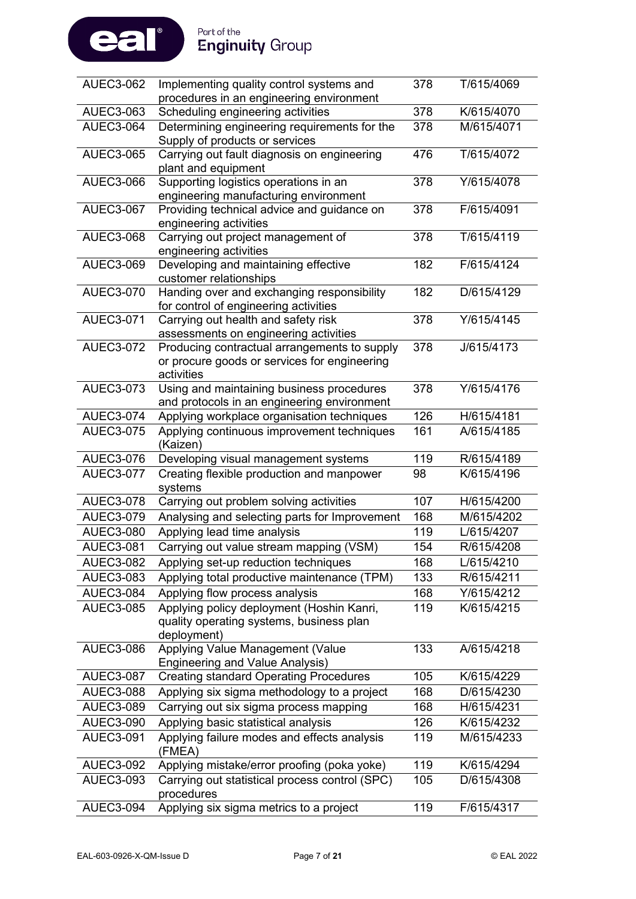| | | | |
|---|---|---|---|
| AUEC3-062 | Implementing quality control systems and procedures in an engineering environment | 378 | T/615/4069 |
| AUEC3-063 | Scheduling engineering activities | 378 | K/615/4070 |
| AUEC3-064 | Determining engineering requirements for the Supply of products or services | 378 | M/615/4071 |
| AUEC3-065 | Carrying out fault diagnosis on engineering plant and equipment | 476 | T/615/4072 |
| AUEC3-066 | Supporting logistics operations in an engineering manufacturing environment | 378 | Y/615/4078 |
| AUEC3-067 | Providing technical advice and guidance on engineering activities | 378 | F/615/4091 |
| AUEC3-068 | Carrying out project management of engineering activities | 378 | T/615/4119 |
| AUEC3-069 | Developing and maintaining effective customer relationships | 182 | F/615/4124 |
| AUEC3-070 | Handing over and exchanging responsibility for control of engineering activities | 182 | D/615/4129 |
| AUEC3-071 | Carrying out health and safety risk assessments on engineering activities | 378 | Y/615/4145 |
| AUEC3-072 | Producing contractual arrangements to supply or procure goods or services for engineering activities | 378 | J/615/4173 |
| AUEC3-073 | Using and maintaining business procedures and protocols in an engineering environment | 378 | Y/615/4176 |
| AUEC3-074 | Applying workplace organisation techniques | 126 | H/615/4181 |
| AUEC3-075 | Applying continuous improvement techniques (Kaizen) | 161 | A/615/4185 |
| AUEC3-076 | Developing visual management systems | 119 | R/615/4189 |
| AUEC3-077 | Creating flexible production and manpower systems | 98 | K/615/4196 |
| AUEC3-078 | Carrying out problem solving activities | 107 | H/615/4200 |
| AUEC3-079 | Analysing and selecting parts for Improvement | 168 | M/615/4202 |
| AUEC3-080 | Applying lead time analysis | 119 | L/615/4207 |
| AUEC3-081 | Carrying out value stream mapping (VSM) | 154 | R/615/4208 |
| AUEC3-082 | Applying set-up reduction techniques | 168 | L/615/4210 |
| AUEC3-083 | Applying total productive maintenance (TPM) | 133 | R/615/4211 |
| AUEC3-084 | Applying flow process analysis | 168 | Y/615/4212 |
| AUEC3-085 | Applying policy deployment (Hoshin Kanri, quality operating systems, business plan deployment) | 119 | K/615/4215 |
| AUEC3-086 | Applying Value Management (Value Engineering and Value Analysis) | 133 | A/615/4218 |
| AUEC3-087 | Creating standard Operating Procedures | 105 | K/615/4229 |
| AUEC3-088 | Applying six sigma methodology to a project | 168 | D/615/4230 |
| AUEC3-089 | Carrying out six sigma process mapping | 168 | H/615/4231 |
| AUEC3-090 | Applying basic statistical analysis | 126 | K/615/4232 |
| AUEC3-091 | Applying failure modes and effects analysis (FMEA) | 119 | M/615/4233 |
| AUEC3-092 | Applying mistake/error proofing (poka yoke) | 119 | K/615/4294 |
| AUEC3-093 | Carrying out statistical process control (SPC) procedures | 105 | D/615/4308 |
| AUEC3-094 | Applying six sigma metrics to a project | 119 | F/615/4317 |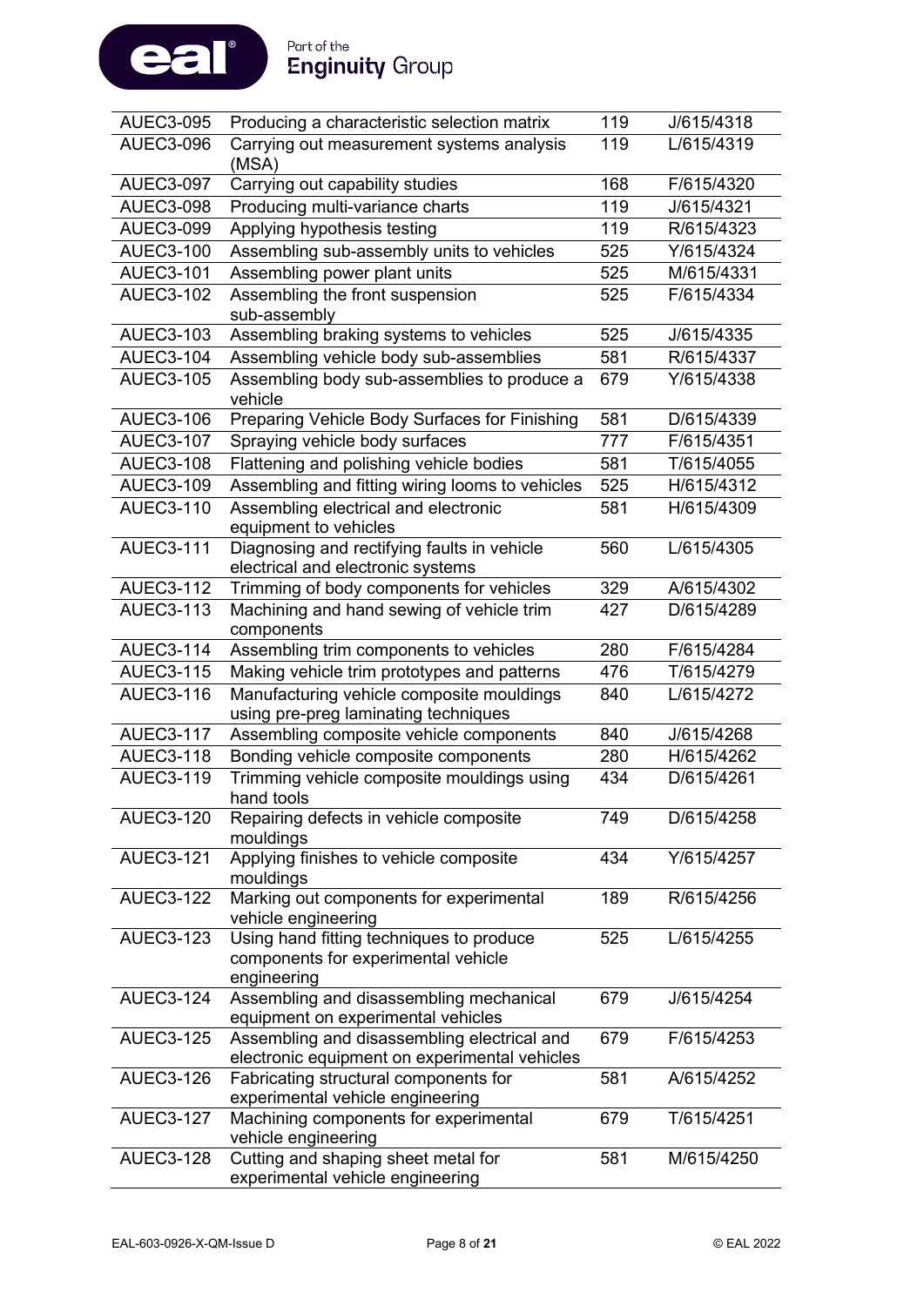| AUEC3-095 | Producing a characteristic selection matrix | 119 | J/615/4318 |
|---|---|---|---|
| AUEC3-096 | Carrying out measurement systems analysis (MSA) | 119 | L/615/4319 |
| AUEC3-097 | Carrying out capability studies | 168 | F/615/4320 |
| AUEC3-098 | Producing multi-variance charts | 119 | J/615/4321 |
| AUEC3-099 | Applying hypothesis testing | 119 | R/615/4323 |
| AUEC3-100 | Assembling sub-assembly units to vehicles | 525 | Y/615/4324 |
| AUEC3-101 | Assembling power plant units | 525 | M/615/4331 |
| AUEC3-102 | Assembling the front suspension sub-assembly | 525 | F/615/4334 |
| AUEC3-103 | Assembling braking systems to vehicles | 525 | J/615/4335 |
| AUEC3-104 | Assembling vehicle body sub-assemblies | 581 | R/615/4337 |
| AUEC3-105 | Assembling body sub-assemblies to produce a vehicle | 679 | Y/615/4338 |
| AUEC3-106 | Preparing Vehicle Body Surfaces for Finishing | 581 | D/615/4339 |
| AUEC3-107 | Spraying vehicle body surfaces | 777 | F/615/4351 |
| AUEC3-108 | Flattening and polishing vehicle bodies | 581 | T/615/4055 |
| AUEC3-109 | Assembling and fitting wiring looms to vehicles | 525 | H/615/4312 |
| AUEC3-110 | Assembling electrical and electronic equipment to vehicles | 581 | H/615/4309 |
| AUEC3-111 | Diagnosing and rectifying faults in vehicle electrical and electronic systems | 560 | L/615/4305 |
| AUEC3-112 | Trimming of body components for vehicles | 329 | A/615/4302 |
| AUEC3-113 | Machining and hand sewing of vehicle trim components | 427 | D/615/4289 |
| AUEC3-114 | Assembling trim components to vehicles | 280 | F/615/4284 |
| AUEC3-115 | Making vehicle trim prototypes and patterns | 476 | T/615/4279 |
| AUEC3-116 | Manufacturing vehicle composite mouldings using pre-preg laminating techniques | 840 | L/615/4272 |
| AUEC3-117 | Assembling composite vehicle components | 840 | J/615/4268 |
| AUEC3-118 | Bonding vehicle composite components | 280 | H/615/4262 |
| AUEC3-119 | Trimming vehicle composite mouldings using hand tools | 434 | D/615/4261 |
| AUEC3-120 | Repairing defects in vehicle composite mouldings | 749 | D/615/4258 |
| AUEC3-121 | Applying finishes to vehicle composite mouldings | 434 | Y/615/4257 |
| AUEC3-122 | Marking out components for experimental vehicle engineering | 189 | R/615/4256 |
| AUEC3-123 | Using hand fitting techniques to produce components for experimental vehicle engineering | 525 | L/615/4255 |
| AUEC3-124 | Assembling and disassembling mechanical equipment on experimental vehicles | 679 | J/615/4254 |
| AUEC3-125 | Assembling and disassembling electrical and electronic equipment on experimental vehicles | 679 | F/615/4253 |
| AUEC3-126 | Fabricating structural components for experimental vehicle engineering | 581 | A/615/4252 |
| AUEC3-127 | Machining components for experimental vehicle engineering | 679 | T/615/4251 |
| AUEC3-128 | Cutting and shaping sheet metal for experimental vehicle engineering | 581 | M/615/4250 |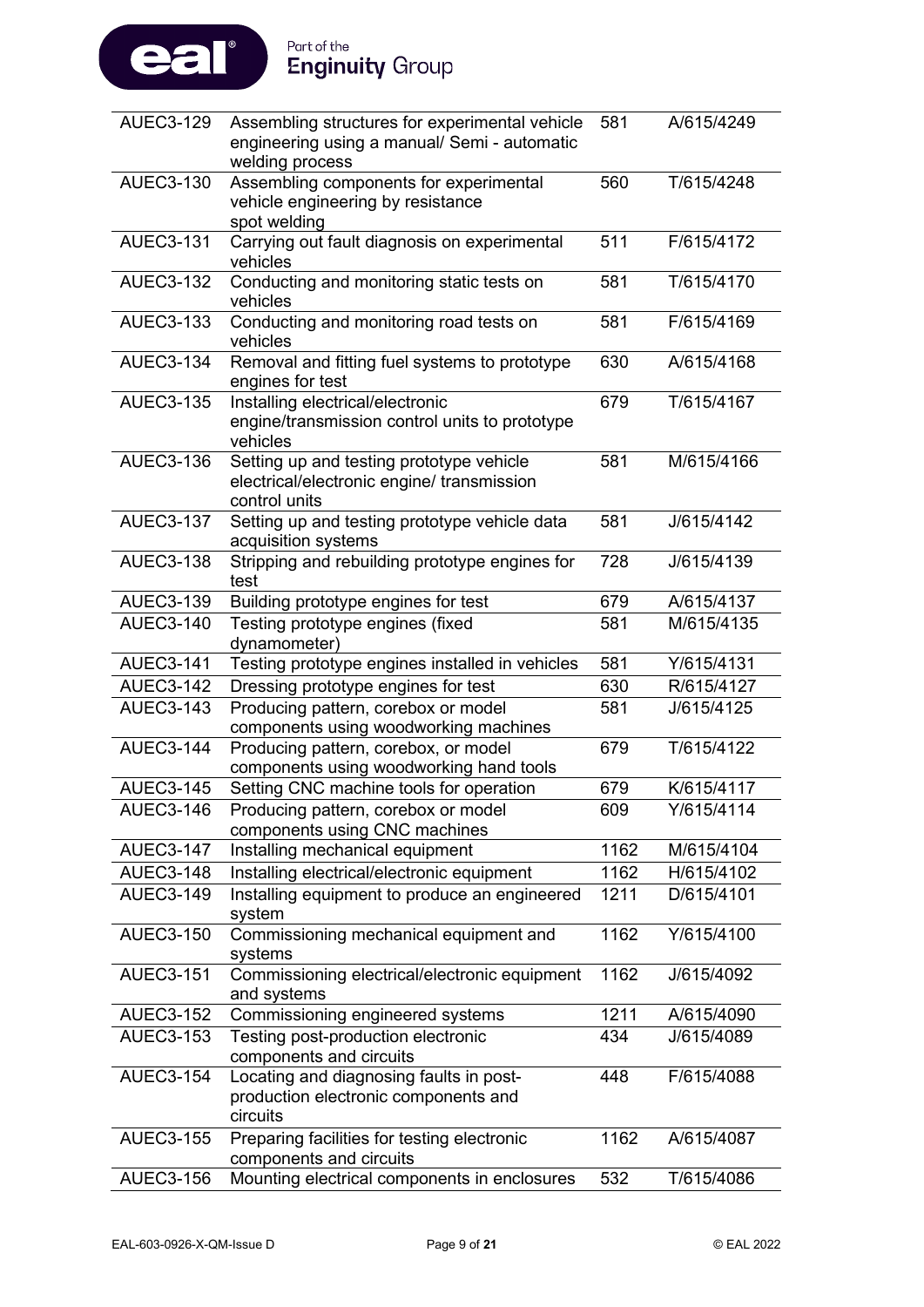| AUEC3-129 | Assembling structures for experimental vehicle engineering using a manual/ Semi - automatic welding process | 581 | A/615/4249 |
|---|---|---|---|
| AUEC3-130 | Assembling components for experimental vehicle engineering by resistance spot welding | 560 | T/615/4248 |
| AUEC3-131 | Carrying out fault diagnosis on experimental vehicles | 511 | F/615/4172 |
| AUEC3-132 | Conducting and monitoring static tests on vehicles | 581 | T/615/4170 |
| AUEC3-133 | Conducting and monitoring road tests on vehicles | 581 | F/615/4169 |
| AUEC3-134 | Removal and fitting fuel systems to prototype engines for test | 630 | A/615/4168 |
| AUEC3-135 | Installing electrical/electronic engine/transmission control units to prototype vehicles | 679 | T/615/4167 |
| AUEC3-136 | Setting up and testing prototype vehicle electrical/electronic engine/ transmission control units | 581 | M/615/4166 |
| AUEC3-137 | Setting up and testing prototype vehicle data acquisition systems | 581 | J/615/4142 |
| AUEC3-138 | Stripping and rebuilding prototype engines for test | 728 | J/615/4139 |
| AUEC3-139 | Building prototype engines for test | 679 | A/615/4137 |
| AUEC3-140 | Testing prototype engines (fixed dynamometer) | 581 | M/615/4135 |
| AUEC3-141 | Testing prototype engines installed in vehicles | 581 | Y/615/4131 |
| AUEC3-142 | Dressing prototype engines for test | 630 | R/615/4127 |
| AUEC3-143 | Producing pattern, corebox or model components using woodworking machines | 581 | J/615/4125 |
| AUEC3-144 | Producing pattern, corebox, or model components using woodworking hand tools | 679 | T/615/4122 |
| AUEC3-145 | Setting CNC machine tools for operation | 679 | K/615/4117 |
| AUEC3-146 | Producing pattern, corebox or model components using CNC machines | 609 | Y/615/4114 |
| AUEC3-147 | Installing mechanical equipment | 1162 | M/615/4104 |
| AUEC3-148 | Installing electrical/electronic equipment | 1162 | H/615/4102 |
| AUEC3-149 | Installing equipment to produce an engineered system | 1211 | D/615/4101 |
| AUEC3-150 | Commissioning mechanical equipment and systems | 1162 | Y/615/4100 |
| AUEC3-151 | Commissioning electrical/electronic equipment and systems | 1162 | J/615/4092 |
| AUEC3-152 | Commissioning engineered systems | 1211 | A/615/4090 |
| AUEC3-153 | Testing post-production electronic components and circuits | 434 | J/615/4089 |
| AUEC3-154 | Locating and diagnosing faults in post-production electronic components and circuits | 448 | F/615/4088 |
| AUEC3-155 | Preparing facilities for testing electronic components and circuits | 1162 | A/615/4087 |
| AUEC3-156 | Mounting electrical components in enclosures | 532 | T/615/4086 |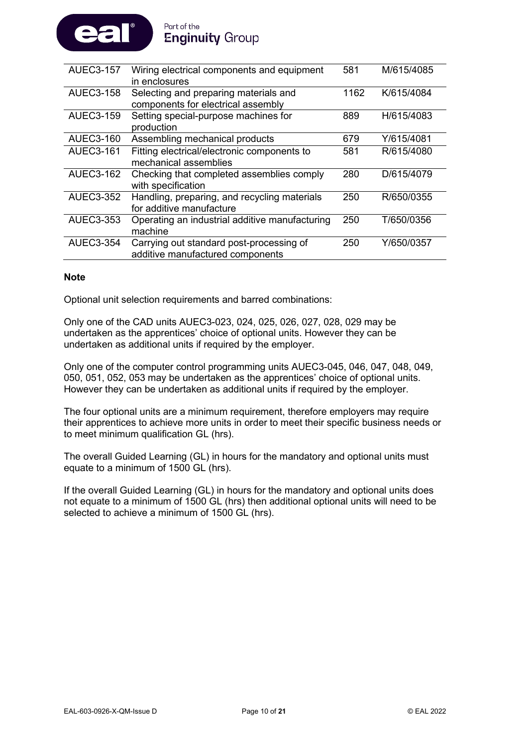| | | | |
|---|---|---|---|
| AUEC3-157 | Wiring electrical components and equipment in enclosures | 581 | M/615/4085 |
| AUEC3-158 | Selecting and preparing materials and components for electrical assembly | 1162 | K/615/4084 |
| AUEC3-159 | Setting special-purpose machines for production | 889 | H/615/4083 |
| AUEC3-160 | Assembling mechanical products | 679 | Y/615/4081 |
| AUEC3-161 | Fitting electrical/electronic components to mechanical assemblies | 581 | R/615/4080 |
| AUEC3-162 | Checking that completed assemblies comply with specification | 280 | D/615/4079 |
| AUEC3-352 | Handling, preparing, and recycling materials for additive manufacture | 250 | R/650/0355 |
| AUEC3-353 | Operating an industrial additive manufacturing machine | 250 | T/650/0356 |
| AUEC3-354 | Carrying out standard post-processing of additive manufactured components | 250 | Y/650/0357 |

**Note**

Optional unit selection requirements and barred combinations:

Only one of the CAD units AUEC3-023, 024, 025, 026, 027, 028, 029 may be undertaken as the apprentices' choice of optional units. However they can be undertaken as additional units if required by the employer.

Only one of the computer control programming units AUEC3-045, 046, 047, 048, 049, 050, 051, 052, 053 may be undertaken as the apprentices' choice of optional units. However they can be undertaken as additional units if required by the employer.

The four optional units are a minimum requirement, therefore employers may require their apprentices to achieve more units in order to meet their specific business needs or to meet minimum qualification GL (hrs).

The overall Guided Learning (GL) in hours for the mandatory and optional units must equate to a minimum of 1500 GL (hrs).

If the overall Guided Learning (GL) in hours for the mandatory and optional units does not equate to a minimum of 1500 GL (hrs) then additional optional units will need to be selected to achieve a minimum of 1500 GL (hrs).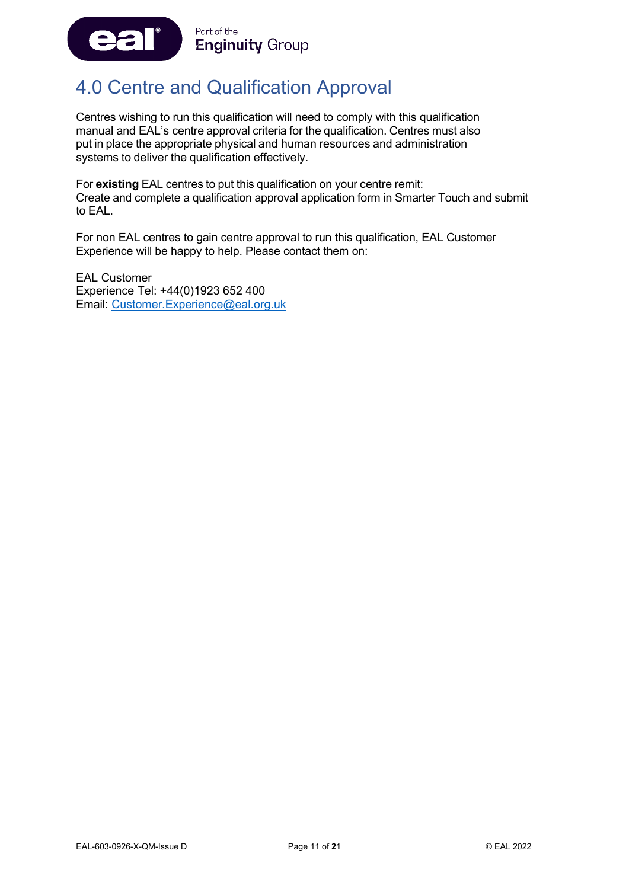# 4.0 Centre and Qualification Approval

Centres wishing to run this qualification will need to comply with this qualification manual and EAL's centre approval criteria for the qualification. Centres must also put in place the appropriate physical and human resources and administration systems to deliver the qualification effectively.

For **existing** EAL centres to put this qualification on your centre remit:
Create and complete a qualification approval application form in Smarter Touch and submit to EAL.

For non EAL centres to gain centre approval to run this qualification, EAL Customer Experience will be happy to help. Please contact them on:

EAL Customer
Experience Tel: +44(0)1923 652 400
Email: Customer.Experience@eal.org.uk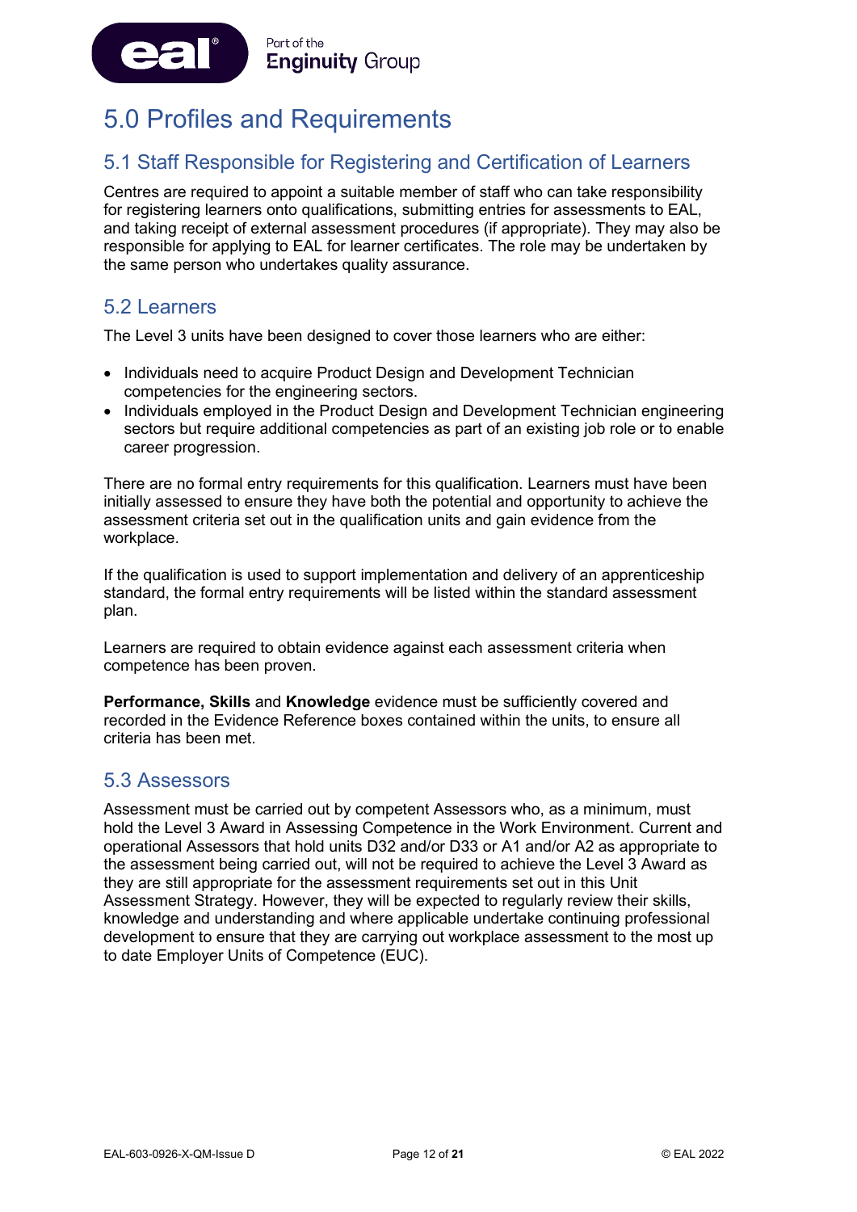# 5.0 Profiles and Requirements

## 5.1 Staff Responsible for Registering and Certification of Learners

Centres are required to appoint a suitable member of staff who can take responsibility for registering learners onto qualifications, submitting entries for assessments to EAL, and taking receipt of external assessment procedures (if appropriate). They may also be responsible for applying to EAL for learner certificates. The role may be undertaken by the same person who undertakes quality assurance.

## 5.2 Learners

The Level 3 units have been designed to cover those learners who are either:

- Individuals need to acquire Product Design and Development Technician competencies for the engineering sectors.
- Individuals employed in the Product Design and Development Technician engineering sectors but require additional competencies as part of an existing job role or to enable career progression.

There are no formal entry requirements for this qualification. Learners must have been initially assessed to ensure they have both the potential and opportunity to achieve the assessment criteria set out in the qualification units and gain evidence from the workplace.

If the qualification is used to support implementation and delivery of an apprenticeship standard, the formal entry requirements will be listed within the standard assessment plan.

Learners are required to obtain evidence against each assessment criteria when competence has been proven.

**Performance, Skills** and **Knowledge** evidence must be sufficiently covered and recorded in the Evidence Reference boxes contained within the units, to ensure all criteria has been met.

## 5.3 Assessors

Assessment must be carried out by competent Assessors who, as a minimum, must hold the Level 3 Award in Assessing Competence in the Work Environment. Current and operational Assessors that hold units D32 and/or D33 or A1 and/or A2 as appropriate to the assessment being carried out, will not be required to achieve the Level 3 Award as they are still appropriate for the assessment requirements set out in this Unit Assessment Strategy. However, they will be expected to regularly review their skills, knowledge and understanding and where applicable undertake continuing professional development to ensure that they are carrying out workplace assessment to the most up to date Employer Units of Competence (EUC).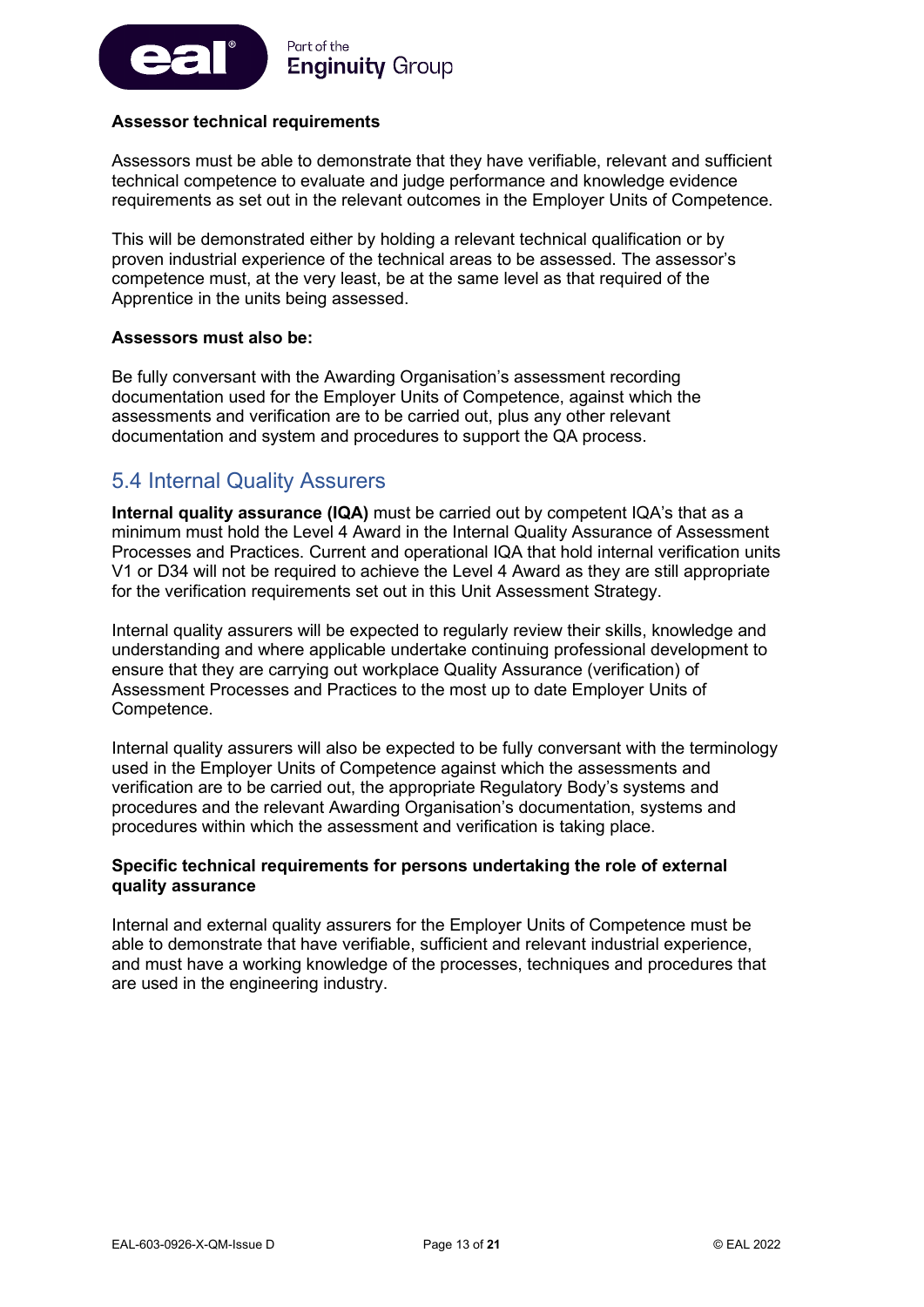**Assessor technical requirements**

Assessors must be able to demonstrate that they have verifiable, relevant and sufficient technical competence to evaluate and judge performance and knowledge evidence requirements as set out in the relevant outcomes in the Employer Units of Competence.

This will be demonstrated either by holding a relevant technical qualification or by proven industrial experience of the technical areas to be assessed. The assessor's competence must, at the very least, be at the same level as that required of the Apprentice in the units being assessed.

**Assessors must also be:**

Be fully conversant with the Awarding Organisation's assessment recording documentation used for the Employer Units of Competence, against which the assessments and verification are to be carried out, plus any other relevant documentation and system and procedures to support the QA process.

## 5.4 Internal Quality Assurers

**Internal quality assurance (IQA)** must be carried out by competent IQA's that as a minimum must hold the Level 4 Award in the Internal Quality Assurance of Assessment Processes and Practices. Current and operational IQA that hold internal verification units V1 or D34 will not be required to achieve the Level 4 Award as they are still appropriate for the verification requirements set out in this Unit Assessment Strategy.

Internal quality assurers will be expected to regularly review their skills, knowledge and understanding and where applicable undertake continuing professional development to ensure that they are carrying out workplace Quality Assurance (verification) of Assessment Processes and Practices to the most up to date Employer Units of Competence.

Internal quality assurers will also be expected to be fully conversant with the terminology used in the Employer Units of Competence against which the assessments and verification are to be carried out, the appropriate Regulatory Body's systems and procedures and the relevant Awarding Organisation's documentation, systems and procedures within which the assessment and verification is taking place.

**Specific technical requirements for persons undertaking the role of external quality assurance**

Internal and external quality assurers for the Employer Units of Competence must be able to demonstrate that have verifiable, sufficient and relevant industrial experience, and must have a working knowledge of the processes, techniques and procedures that are used in the engineering industry.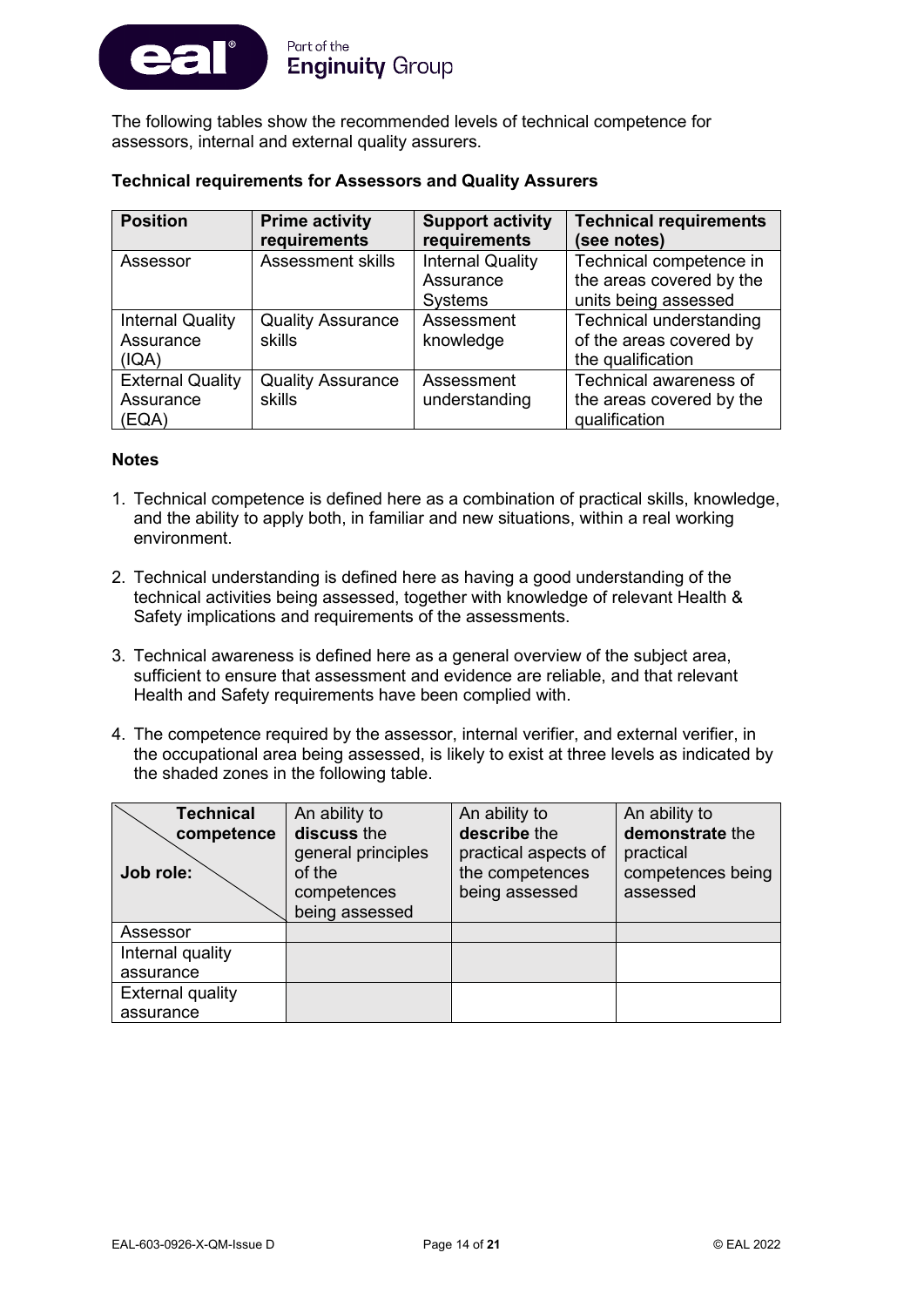The following tables show the recommended levels of technical competence for assessors, internal and external quality assurers.

**Technical requirements for Assessors and Quality Assurers**

| Position | Prime activity requirements | Support activity requirements | Technical requirements (see notes) |
|---|---|---|---|
| Assessor | Assessment skills | Internal Quality Assurance Systems | Technical competence in the areas covered by the units being assessed |
| Internal Quality Assurance (IQA) | Quality Assurance skills | Assessment knowledge | Technical understanding of the areas covered by the qualification |
| External Quality Assurance (EQA) | Quality Assurance skills | Assessment understanding | Technical awareness of the areas covered by the qualification |

**Notes**

1. Technical competence is defined here as a combination of practical skills, knowledge, and the ability to apply both, in familiar and new situations, within a real working environment.

2. Technical understanding is defined here as having a good understanding of the technical activities being assessed, together with knowledge of relevant Health & Safety implications and requirements of the assessments.

3. Technical awareness is defined here as a general overview of the subject area, sufficient to ensure that assessment and evidence are reliable, and that relevant Health and Safety requirements have been complied with.

4. The competence required by the assessor, internal verifier, and external verifier, in the occupational area being assessed, is likely to exist at three levels as indicated by the shaded zones in the following table.

| Technical competence / Job role: | An ability to **discuss** the general principles of the competences being assessed | An ability to **describe** the practical aspects of the competences being assessed | An ability to **demonstrate** the practical competences being assessed |
|---|---|---|---|
| Assessor | | | |
| Internal quality assurance | | | |
| External quality assurance | | | |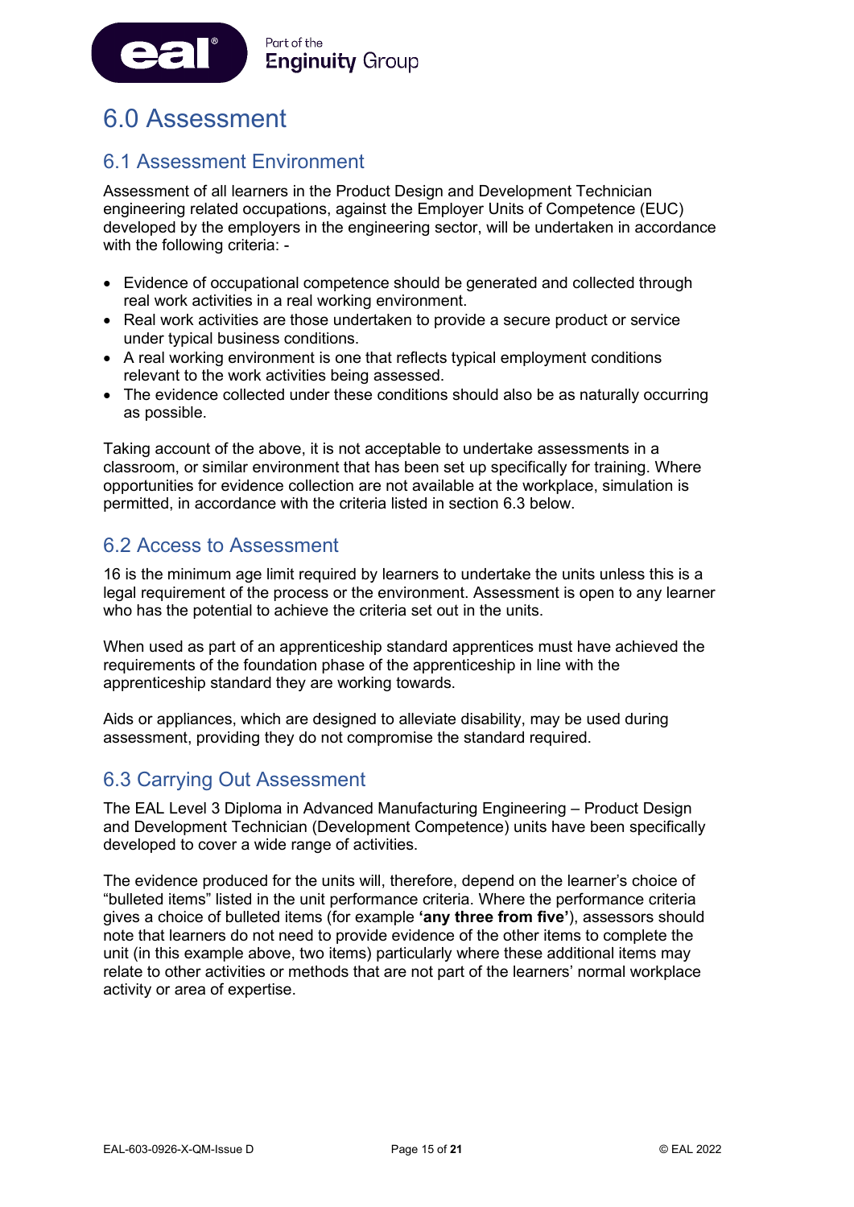# 6.0 Assessment

## 6.1 Assessment Environment

Assessment of all learners in the Product Design and Development Technician engineering related occupations, against the Employer Units of Competence (EUC) developed by the employers in the engineering sector, will be undertaken in accordance with the following criteria: -

- Evidence of occupational competence should be generated and collected through real work activities in a real working environment.
- Real work activities are those undertaken to provide a secure product or service under typical business conditions.
- A real working environment is one that reflects typical employment conditions relevant to the work activities being assessed.
- The evidence collected under these conditions should also be as naturally occurring as possible.

Taking account of the above, it is not acceptable to undertake assessments in a classroom, or similar environment that has been set up specifically for training. Where opportunities for evidence collection are not available at the workplace, simulation is permitted, in accordance with the criteria listed in section 6.3 below.

## 6.2 Access to Assessment

16 is the minimum age limit required by learners to undertake the units unless this is a legal requirement of the process or the environment. Assessment is open to any learner who has the potential to achieve the criteria set out in the units.

When used as part of an apprenticeship standard apprentices must have achieved the requirements of the foundation phase of the apprenticeship in line with the apprenticeship standard they are working towards.

Aids or appliances, which are designed to alleviate disability, may be used during assessment, providing they do not compromise the standard required.

## 6.3 Carrying Out Assessment

The EAL Level 3 Diploma in Advanced Manufacturing Engineering – Product Design and Development Technician (Development Competence) units have been specifically developed to cover a wide range of activities.

The evidence produced for the units will, therefore, depend on the learner's choice of "bulleted items" listed in the unit performance criteria. Where the performance criteria gives a choice of bulleted items (for example **'any three from five'**), assessors should note that learners do not need to provide evidence of the other items to complete the unit (in this example above, two items) particularly where these additional items may relate to other activities or methods that are not part of the learners' normal workplace activity or area of expertise.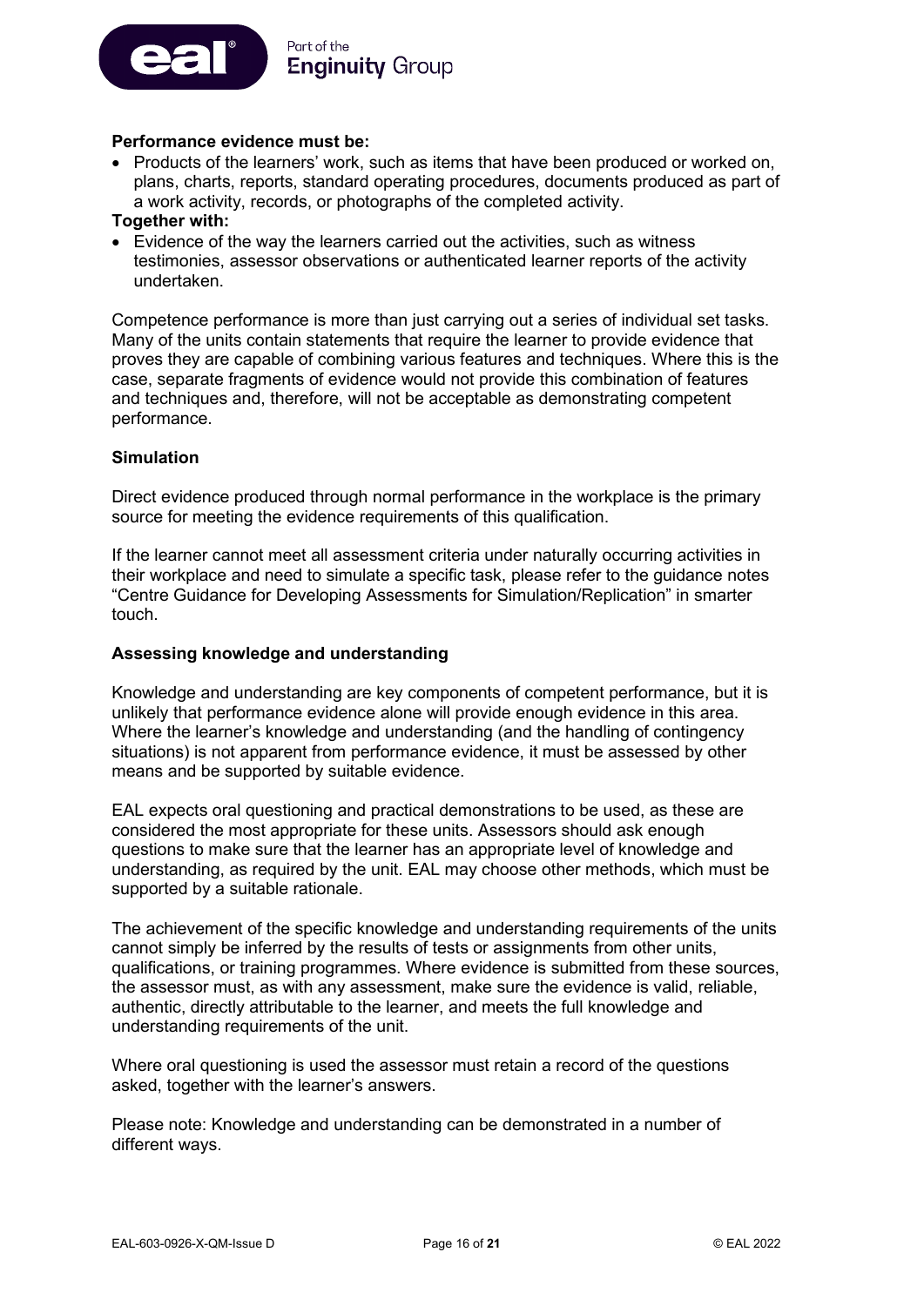**Performance evidence must be:**

- Products of the learners' work, such as items that have been produced or worked on, plans, charts, reports, standard operating procedures, documents produced as part of a work activity, records, or photographs of the completed activity.

**Together with:**

- Evidence of the way the learners carried out the activities, such as witness testimonies, assessor observations or authenticated learner reports of the activity undertaken.

Competence performance is more than just carrying out a series of individual set tasks. Many of the units contain statements that require the learner to provide evidence that proves they are capable of combining various features and techniques. Where this is the case, separate fragments of evidence would not provide this combination of features and techniques and, therefore, will not be acceptable as demonstrating competent performance.

**Simulation**

Direct evidence produced through normal performance in the workplace is the primary source for meeting the evidence requirements of this qualification.

If the learner cannot meet all assessment criteria under naturally occurring activities in their workplace and need to simulate a specific task, please refer to the guidance notes "Centre Guidance for Developing Assessments for Simulation/Replication" in smarter touch.

**Assessing knowledge and understanding**

Knowledge and understanding are key components of competent performance, but it is unlikely that performance evidence alone will provide enough evidence in this area. Where the learner's knowledge and understanding (and the handling of contingency situations) is not apparent from performance evidence, it must be assessed by other means and be supported by suitable evidence.

EAL expects oral questioning and practical demonstrations to be used, as these are considered the most appropriate for these units. Assessors should ask enough questions to make sure that the learner has an appropriate level of knowledge and understanding, as required by the unit. EAL may choose other methods, which must be supported by a suitable rationale.

The achievement of the specific knowledge and understanding requirements of the units cannot simply be inferred by the results of tests or assignments from other units, qualifications, or training programmes. Where evidence is submitted from these sources, the assessor must, as with any assessment, make sure the evidence is valid, reliable, authentic, directly attributable to the learner, and meets the full knowledge and understanding requirements of the unit.

Where oral questioning is used the assessor must retain a record of the questions asked, together with the learner's answers.

Please note: Knowledge and understanding can be demonstrated in a number of different ways.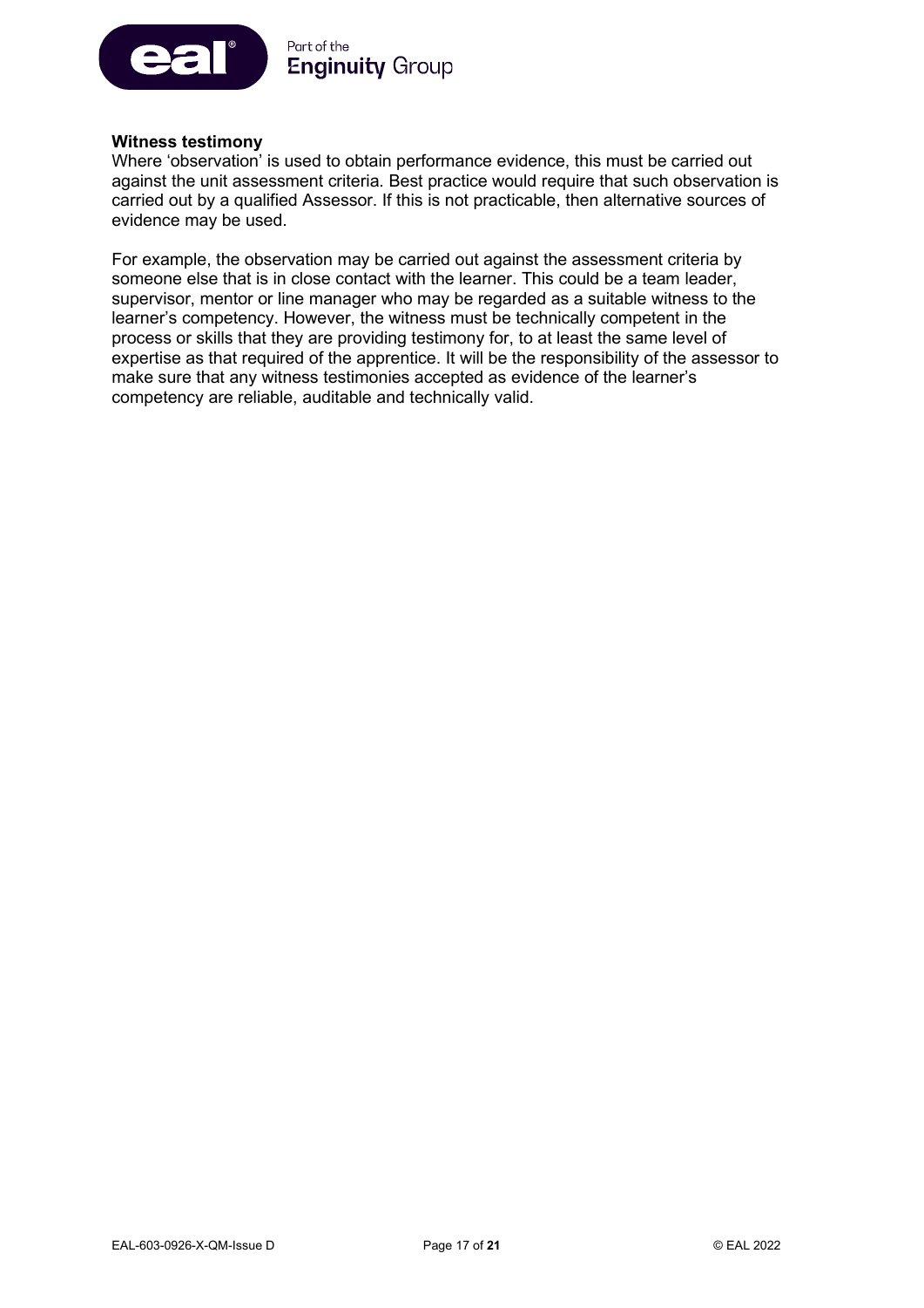**Witness testimony**

Where 'observation' is used to obtain performance evidence, this must be carried out against the unit assessment criteria. Best practice would require that such observation is carried out by a qualified Assessor. If this is not practicable, then alternative sources of evidence may be used.

For example, the observation may be carried out against the assessment criteria by someone else that is in close contact with the learner. This could be a team leader, supervisor, mentor or line manager who may be regarded as a suitable witness to the learner's competency. However, the witness must be technically competent in the process or skills that they are providing testimony for, to at least the same level of expertise as that required of the apprentice. It will be the responsibility of the assessor to make sure that any witness testimonies accepted as evidence of the learner's competency are reliable, auditable and technically valid.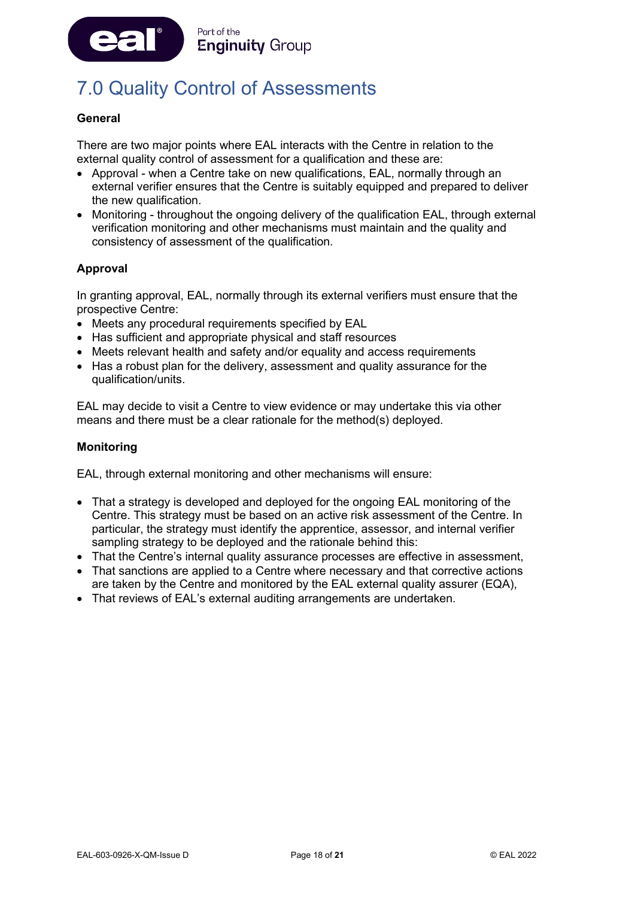# 7.0 Quality Control of Assessments

**General**

There are two major points where EAL interacts with the Centre in relation to the external quality control of assessment for a qualification and these are:

- Approval - when a Centre take on new qualifications, EAL, normally through an external verifier ensures that the Centre is suitably equipped and prepared to deliver the new qualification.
- Monitoring - throughout the ongoing delivery of the qualification EAL, through external verification monitoring and other mechanisms must maintain and the quality and consistency of assessment of the qualification.

**Approval**

In granting approval, EAL, normally through its external verifiers must ensure that the prospective Centre:

- Meets any procedural requirements specified by EAL
- Has sufficient and appropriate physical and staff resources
- Meets relevant health and safety and/or equality and access requirements
- Has a robust plan for the delivery, assessment and quality assurance for the qualification/units.

EAL may decide to visit a Centre to view evidence or may undertake this via other means and there must be a clear rationale for the method(s) deployed.

**Monitoring**

EAL, through external monitoring and other mechanisms will ensure:

- That a strategy is developed and deployed for the ongoing EAL monitoring of the Centre. This strategy must be based on an active risk assessment of the Centre. In particular, the strategy must identify the apprentice, assessor, and internal verifier sampling strategy to be deployed and the rationale behind this:
- That the Centre's internal quality assurance processes are effective in assessment,
- That sanctions are applied to a Centre where necessary and that corrective actions are taken by the Centre and monitored by the EAL external quality assurer (EQA),
- That reviews of EAL's external auditing arrangements are undertaken.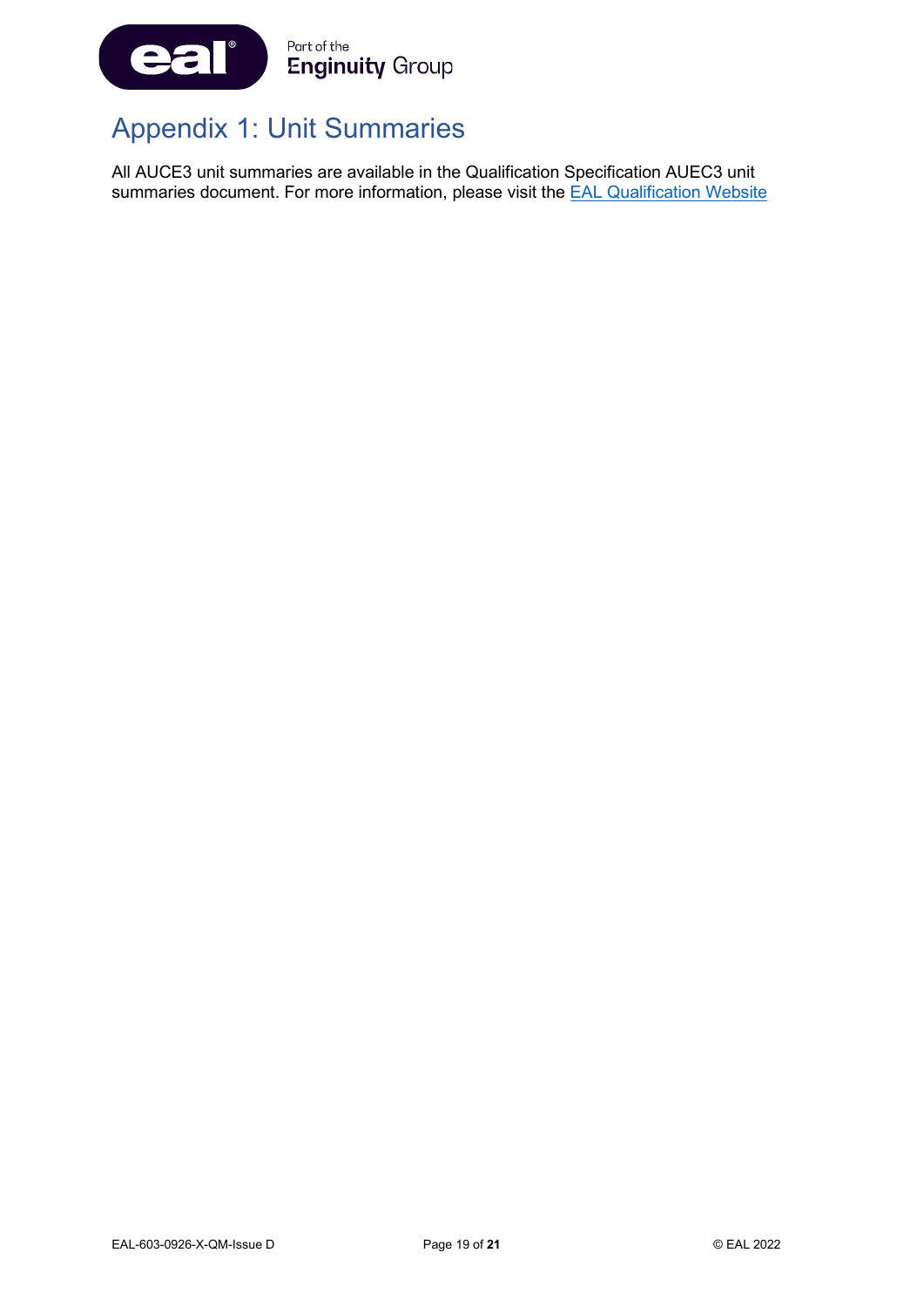# Appendix 1: Unit Summaries

All AUCE3 unit summaries are available in the Qualification Specification AUEC3 unit summaries document. For more information, please visit the EAL Qualification Website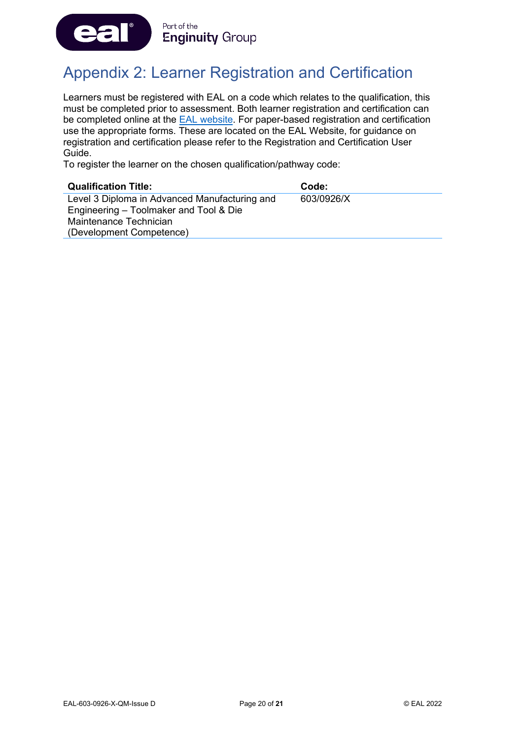# Appendix 2: Learner Registration and Certification

Learners must be registered with EAL on a code which relates to the qualification, this must be completed prior to assessment. Both learner registration and certification can be completed online at the [EAL website](). For paper-based registration and certification use the appropriate forms. These are located on the EAL Website, for guidance on registration and certification please refer to the Registration and Certification User Guide.

To register the learner on the chosen qualification/pathway code:

| Qualification Title: | Code: |
|---|---|
| Level 3 Diploma in Advanced Manufacturing and Engineering – Toolmaker and Tool & Die Maintenance Technician (Development Competence) | 603/0926/X |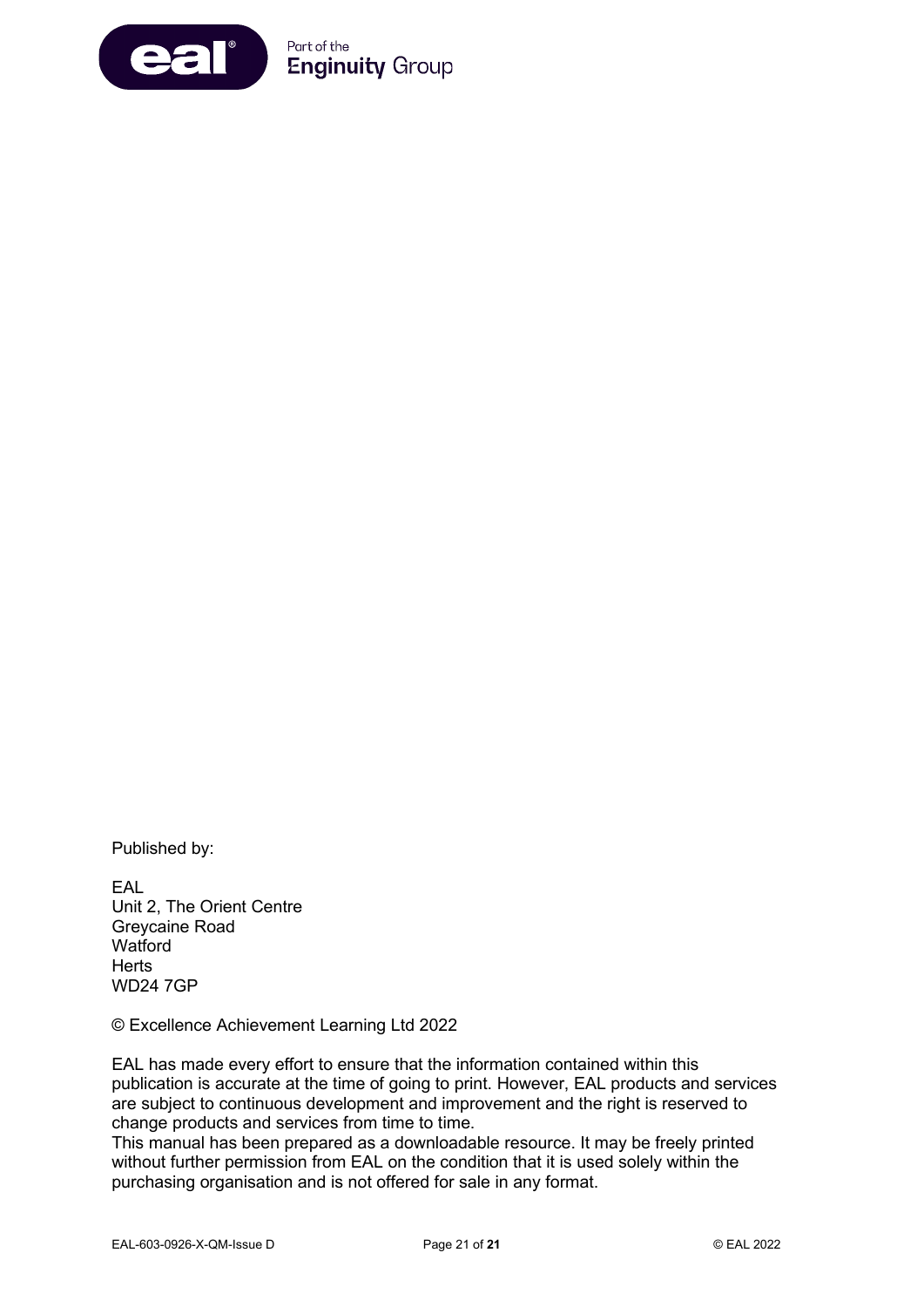Published by:

EAL
Unit 2, The Orient Centre
Greycaine Road
Watford
Herts
WD24 7GP

© Excellence Achievement Learning Ltd 2022

EAL has made every effort to ensure that the information contained within this publication is accurate at the time of going to print. However, EAL products and services are subject to continuous development and improvement and the right is reserved to change products and services from time to time.
This manual has been prepared as a downloadable resource. It may be freely printed without further permission from EAL on the condition that it is used solely within the purchasing organisation and is not offered for sale in any format.